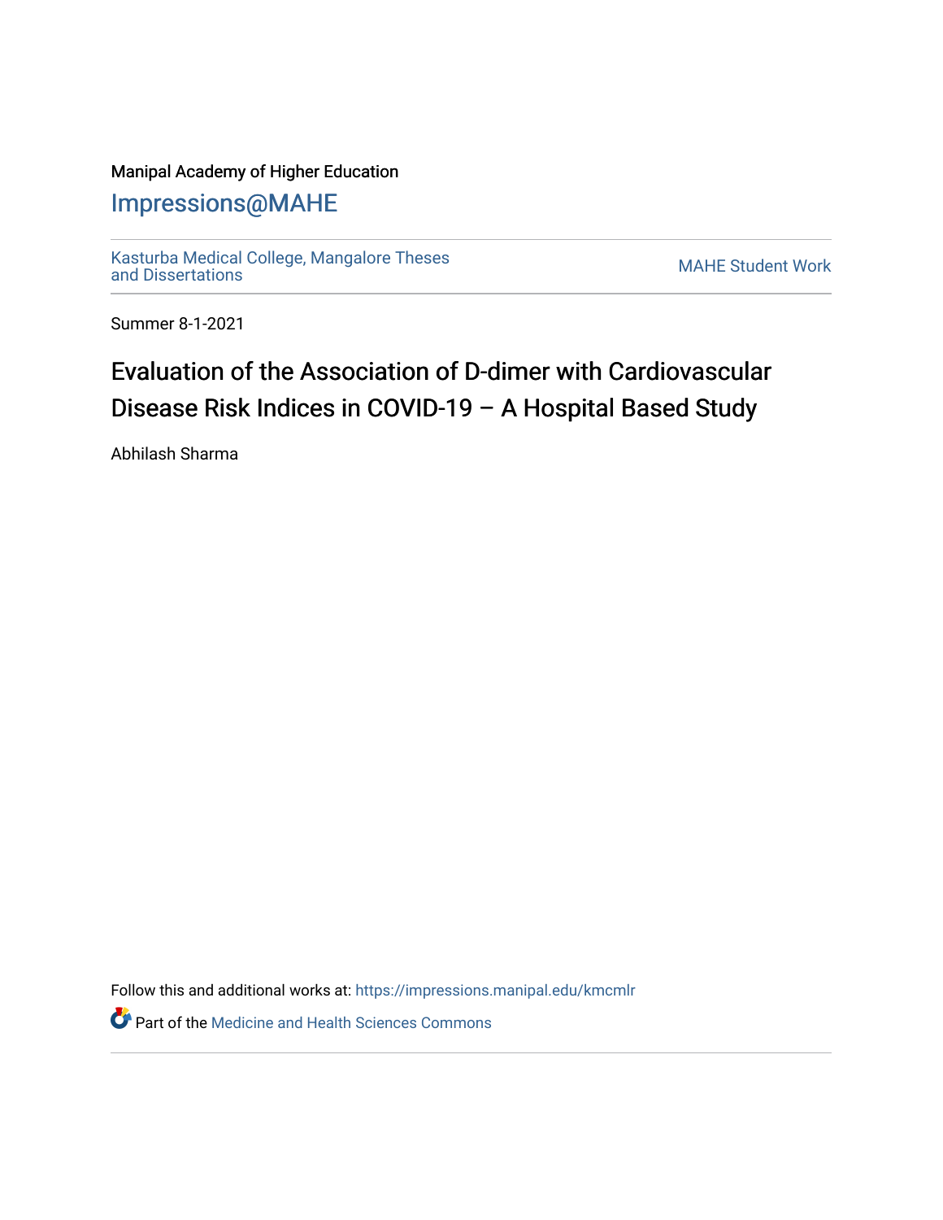Manipal Academy of Higher Education

# Impressions@MAHE

Kasturba Medical College, Mangalore Theses and Dissertations

MAHE Student Work

Summer 8-1-2021

# Evaluation of the Association of D-dimer with Cardiovascular Disease Risk Indices in COVID-19 – A Hospital Based Study

Abhilash Sharma

Follow this and additional works at: https://impressions.manipal.edu/kmcmlr

Part of the Medicine and Health Sciences Commons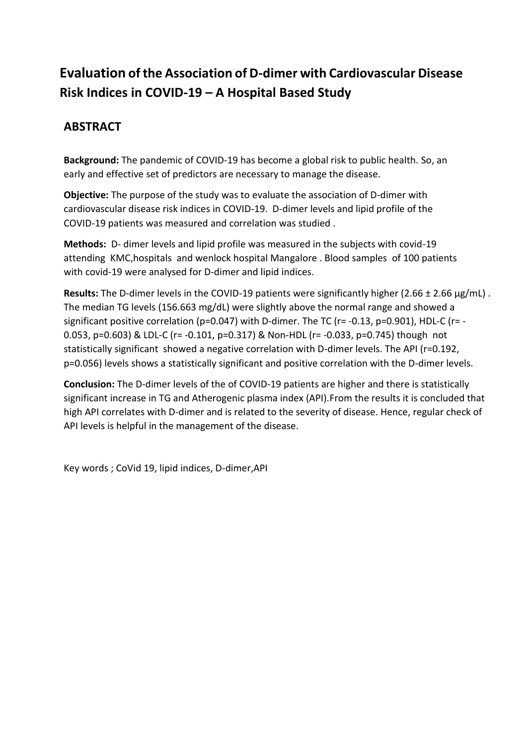# Evaluation of the Association of D-dimer with Cardiovascular Disease Risk Indices in COVID-19 – A Hospital Based Study

## ABSTRACT

**Background:** The pandemic of COVID-19 has become a global risk to public health. So, an early and effective set of predictors are necessary to manage the disease.

**Objective:** The purpose of the study was to evaluate the association of D-dimer with cardiovascular disease risk indices in COVID-19. D-dimer levels and lipid profile of the COVID-19 patients was measured and correlation was studied .

**Methods:** D- dimer levels and lipid profile was measured in the subjects with covid-19 attending KMC,hospitals and wenlock hospital Mangalore . Blood samples of 100 patients with covid-19 were analysed for D-dimer and lipid indices.

**Results:** The D-dimer levels in the COVID-19 patients were significantly higher (2.66 ± 2.66 μg/mL) . The median TG levels (156.663 mg/dL) were slightly above the normal range and showed a significant positive correlation ($p=0.047$) with D-dimer. The TC ($r= -0.13$, $p=0.901$), HDL-C ($r= -0.053$, $p=0.603$) & LDL-C ($r= -0.101$, $p=0.317$) & Non-HDL ($r= -0.033$, $p=0.745$) though not statistically significant showed a negative correlation with D-dimer levels. The API ($r=0.192$, $p=0.056$) levels shows a statistically significant and positive correlation with the D-dimer levels.

**Conclusion:** The D-dimer levels of the of COVID-19 patients are higher and there is statistically significant increase in TG and Atherogenic plasma index (API).From the results it is concluded that high API correlates with D-dimer and is related to the severity of disease. Hence, regular check of API levels is helpful in the management of the disease.

Key words ; CoVid 19, lipid indices, D-dimer,API